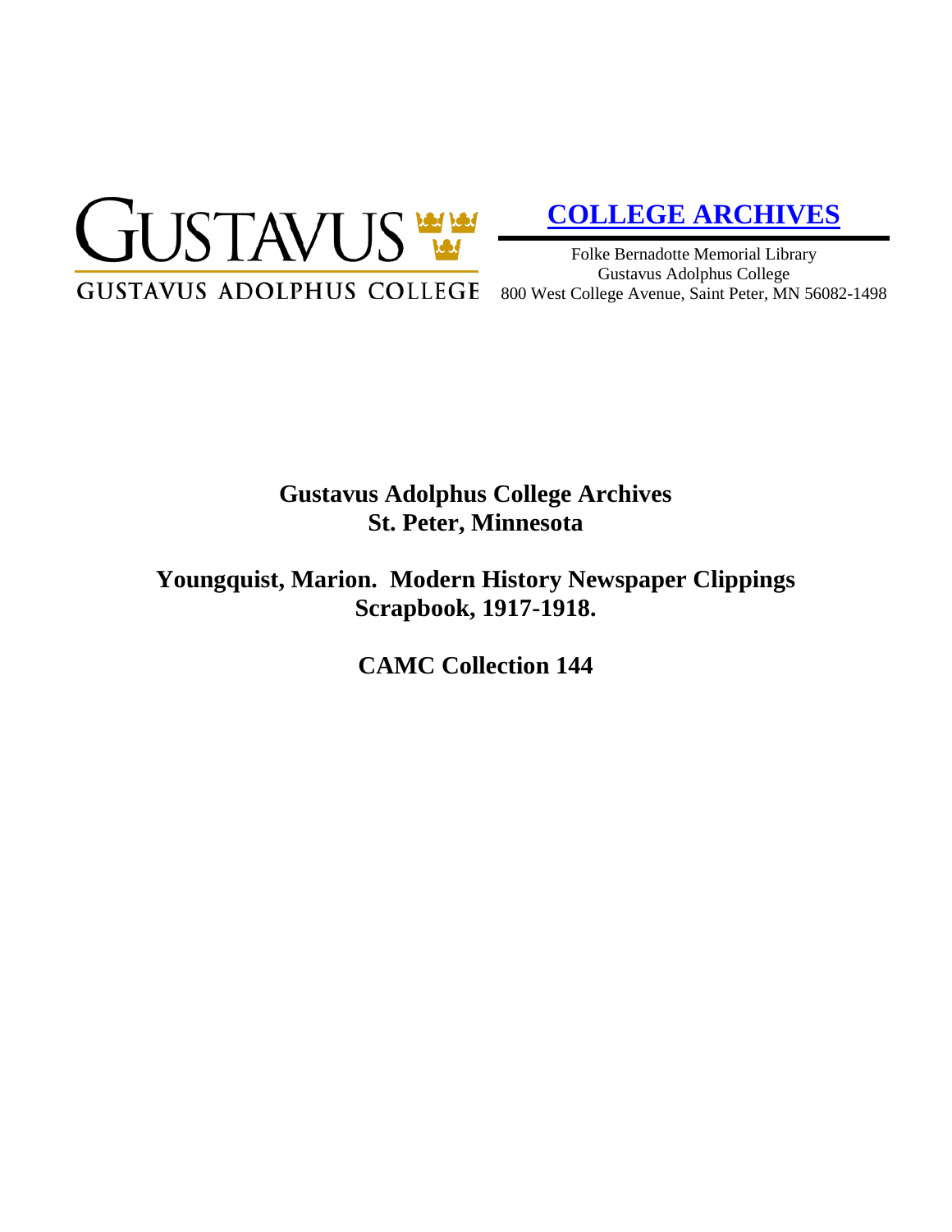GUSTAVUS

GUSTAVUS ADOLPHUS COLLEGE

**COLLEGE ARCHIVES**

Folke Bernadotte Memorial Library
Gustavus Adolphus College
800 West College Avenue, Saint Peter, MN 56082-1498

# Gustavus Adolphus College Archives
# St. Peter, Minnesota

## Youngquist, Marion. Modern History Newspaper Clippings Scrapbook, 1917-1918.

## CAMC Collection 144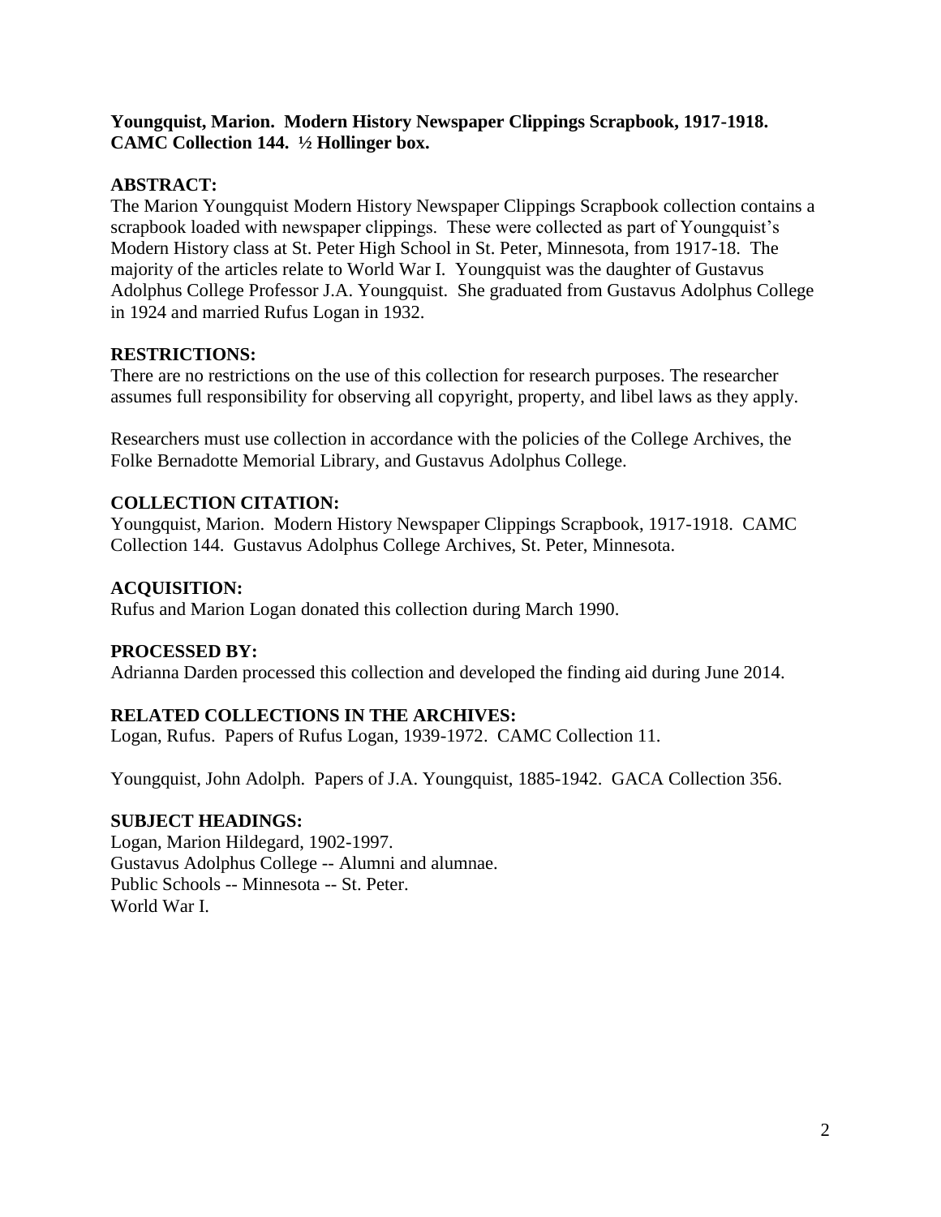**Youngquist, Marion. Modern History Newspaper Clippings Scrapbook, 1917-1918. CAMC Collection 144. ½ Hollinger box.**

## ABSTRACT:

The Marion Youngquist Modern History Newspaper Clippings Scrapbook collection contains a scrapbook loaded with newspaper clippings. These were collected as part of Youngquist's Modern History class at St. Peter High School in St. Peter, Minnesota, from 1917-18. The majority of the articles relate to World War I. Youngquist was the daughter of Gustavus Adolphus College Professor J.A. Youngquist. She graduated from Gustavus Adolphus College in 1924 and married Rufus Logan in 1932.

## RESTRICTIONS:

There are no restrictions on the use of this collection for research purposes. The researcher assumes full responsibility for observing all copyright, property, and libel laws as they apply.

Researchers must use collection in accordance with the policies of the College Archives, the Folke Bernadotte Memorial Library, and Gustavus Adolphus College.

## COLLECTION CITATION:

Youngquist, Marion. Modern History Newspaper Clippings Scrapbook, 1917-1918. CAMC Collection 144. Gustavus Adolphus College Archives, St. Peter, Minnesota.

## ACQUISITION:

Rufus and Marion Logan donated this collection during March 1990.

## PROCESSED BY:

Adrianna Darden processed this collection and developed the finding aid during June 2014.

## RELATED COLLECTIONS IN THE ARCHIVES:

Logan, Rufus. Papers of Rufus Logan, 1939-1972. CAMC Collection 11.

Youngquist, John Adolph. Papers of J.A. Youngquist, 1885-1942. GACA Collection 356.

## SUBJECT HEADINGS:

Logan, Marion Hildegard, 1902-1997.
Gustavus Adolphus College -- Alumni and alumnae.
Public Schools -- Minnesota -- St. Peter.
World War I.